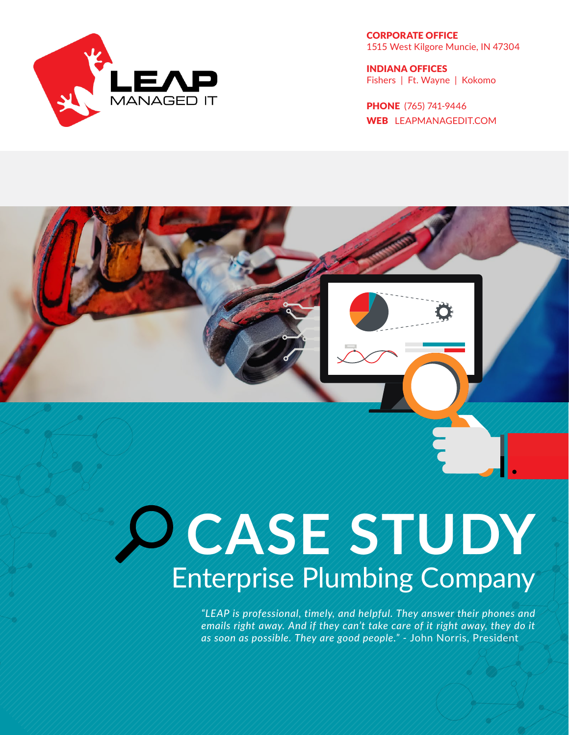LEAP MANAGED IT

**CORPORATE OFFICE**
1515 West Kilgore Muncie, IN 47304

**INDIANA OFFICES**
Fishers | Ft. Wayne | Kokomo

**PHONE** (765) 741-9446
**WEB** LEAPMANAGEDIT.COM

# CASE STUDY

## Enterprise Plumbing Company

*"LEAP is professional, timely, and helpful. They answer their phones and emails right away. And if they can't take care of it right away, they do it as soon as possible. They are good people."* - John Norris, President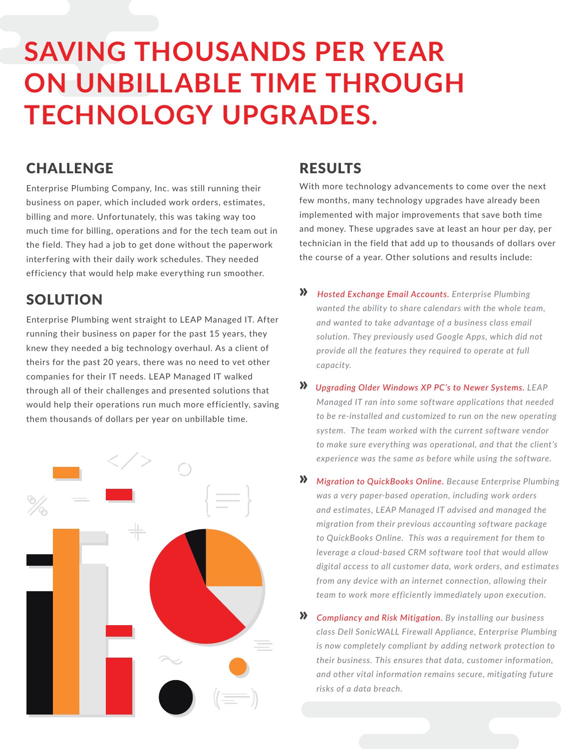# SAVING THOUSANDS PER YEAR ON UNBILLABLE TIME THROUGH TECHNOLOGY UPGRADES.

## CHALLENGE

Enterprise Plumbing Company, Inc. was still running their business on paper, which included work orders, estimates, billing and more. Unfortunately, this was taking way too much time for billing, operations and for the tech team out in the field. They had a job to get done without the paperwork interfering with their daily work schedules. They needed efficiency that would help make everything run smoother.

## SOLUTION

Enterprise Plumbing went straight to LEAP Managed IT. After running their business on paper for the past 15 years, they knew they needed a big technology overhaul. As a client of theirs for the past 20 years, there was no need to vet other companies for their IT needs. LEAP Managed IT walked through all of their challenges and presented solutions that would help their operations run much more efficiently, saving them thousands of dollars per year on unbillable time.

## RESULTS

With more technology advancements to come over the next few months, many technology upgrades have already been implemented with major improvements that save both time and money. These upgrades save at least an hour per day, per technician in the field that add up to thousands of dollars over the course of a year. Other solutions and results include:

- *Hosted Exchange Email Accounts. Enterprise Plumbing wanted the ability to share calendars with the whole team, and wanted to take advantage of a business class email solution. They previously used Google Apps, which did not provide all the features they required to operate at full capacity.*
- *Upgrading Older Windows XP PC's to Newer Systems. LEAP Managed IT ran into some software applications that needed to be re-installed and customized to run on the new operating system. The team worked with the current software vendor to make sure everything was operational, and that the client's experience was the same as before while using the software.*
- *Migration to QuickBooks Online. Because Enterprise Plumbing was a very paper-based operation, including work orders and estimates, LEAP Managed IT advised and managed the migration from their previous accounting software package to QuickBooks Online. This was a requirement for them to leverage a cloud-based CRM software tool that would allow digital access to all customer data, work orders, and estimates from any device with an internet connection, allowing their team to work more efficiently immediately upon execution.*
- *Compliancy and Risk Mitigation. By installing our business class Dell SonicWALL Firewall Appliance, Enterprise Plumbing is now completely compliant by adding network protection to their business. This ensures that data, customer information, and other vital information remains secure, mitigating future risks of a data breach.*